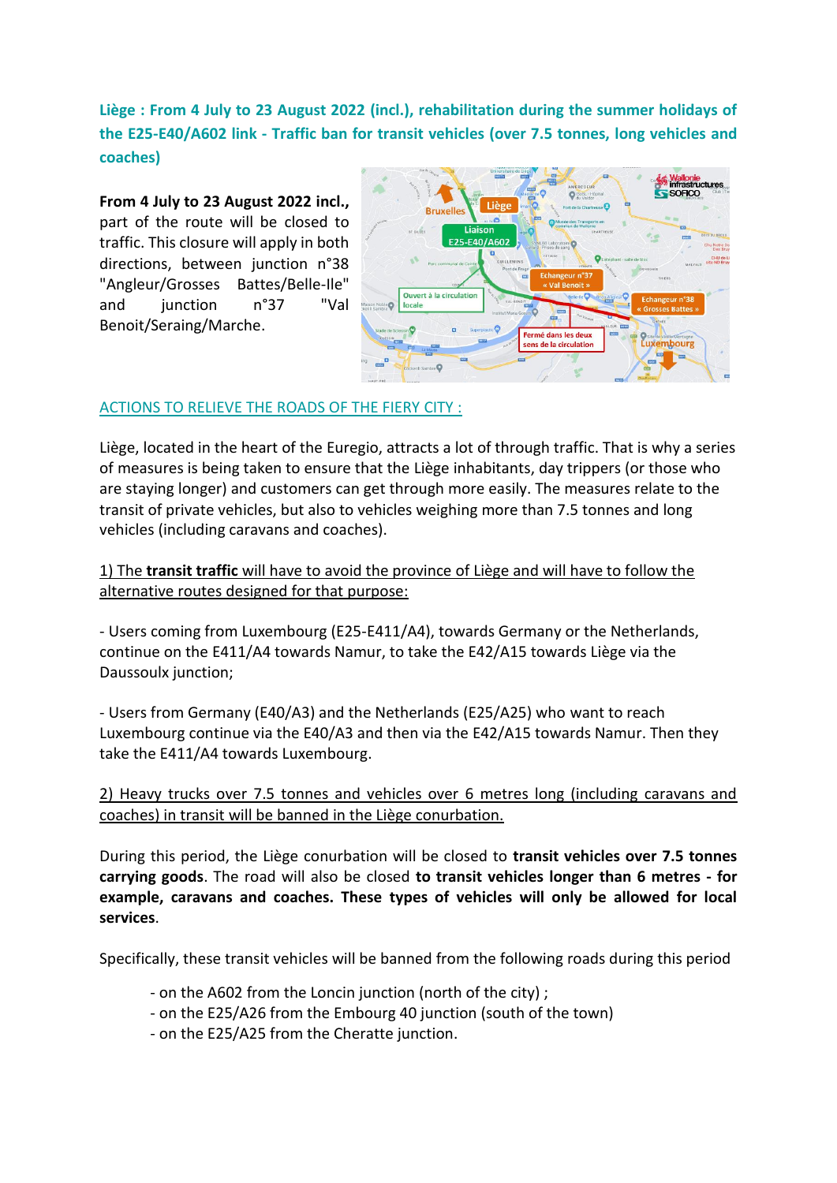**Liège : From 4 July to 23 August 2022 (incl.), rehabilitation during the summer holidays of the E25-E40/A602 link - Traffic ban for transit vehicles (over 7.5 tonnes, long vehicles and coaches)**

**From 4 July to 23 August 2022 incl.,** part of the route will be closed to traffic. This closure will apply in both directions, between junction n°38 "Angleur/Grosses Battes/Belle-Ile" and junction n°37 "Val Benoit/Seraing/Marche.

ACTIONS TO RELIEVE THE ROADS OF THE FIERY CITY :

Liège, located in the heart of the Euregio, attracts a lot of through traffic. That is why a series of measures is being taken to ensure that the Liège inhabitants, day trippers (or those who are staying longer) and customers can get through more easily. The measures relate to the transit of private vehicles, but also to vehicles weighing more than 7.5 tonnes and long vehicles (including caravans and coaches).

1) The **transit traffic** will have to avoid the province of Liège and will have to follow the alternative routes designed for that purpose:

- Users coming from Luxembourg (E25-E411/A4), towards Germany or the Netherlands, continue on the E411/A4 towards Namur, to take the E42/A15 towards Liège via the Daussoulx junction;

- Users from Germany (E40/A3) and the Netherlands (E25/A25) who want to reach Luxembourg continue via the E40/A3 and then via the E42/A15 towards Namur. Then they take the E411/A4 towards Luxembourg.

2) Heavy trucks over 7.5 tonnes and vehicles over 6 metres long (including caravans and coaches) in transit will be banned in the Liège conurbation.

During this period, the Liège conurbation will be closed to **transit vehicles over 7.5 tonnes carrying goods**. The road will also be closed **to transit vehicles longer than 6 metres - for example, caravans and coaches. These types of vehicles will only be allowed for local services**.

Specifically, these transit vehicles will be banned from the following roads during this period

- on the A602 from the Loncin junction (north of the city) ;
- on the E25/A26 from the Embourg 40 junction (south of the town)
- on the E25/A25 from the Cheratte junction.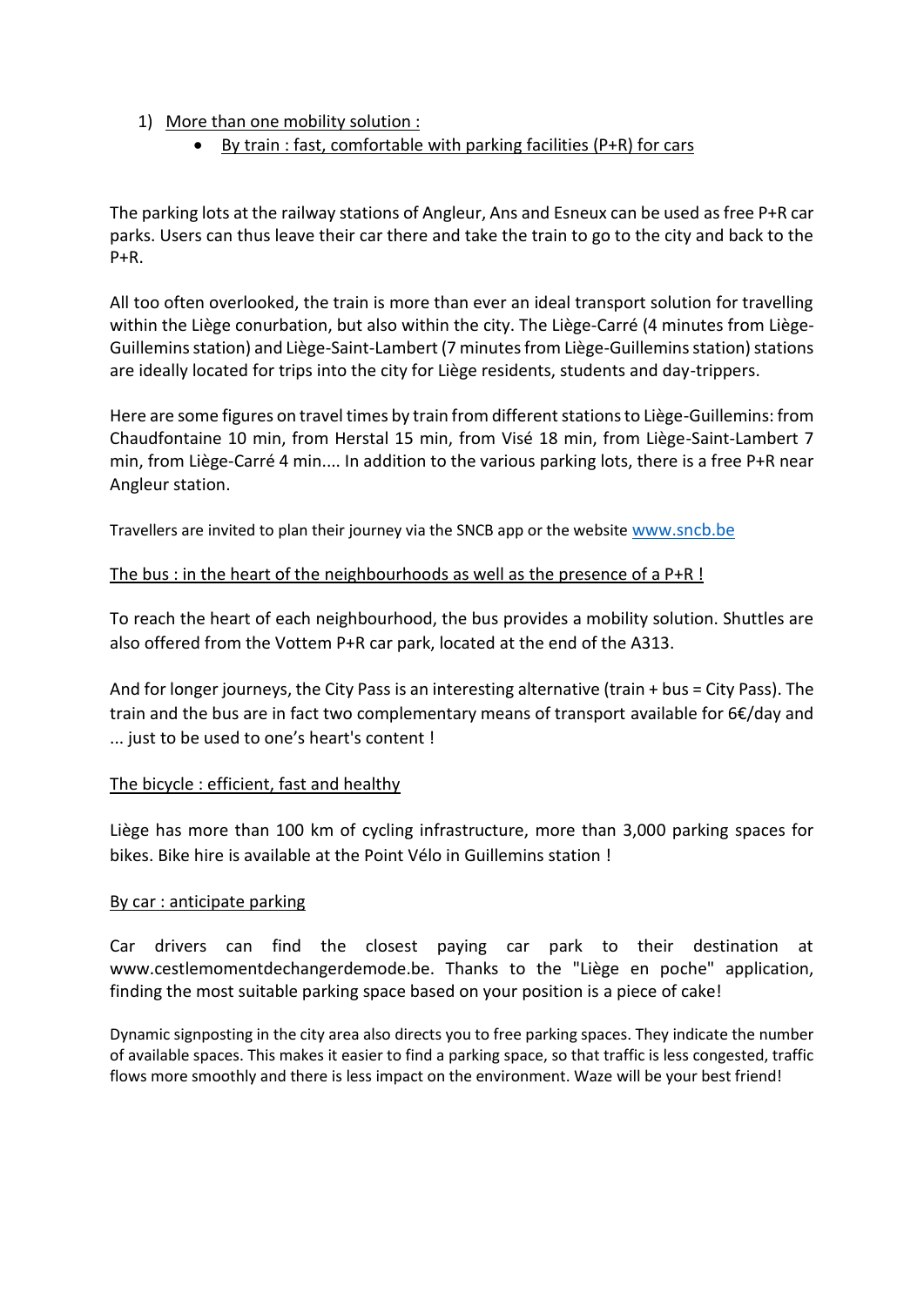1) <u>More than one mobility solution :</u>
   - <u>By train : fast, comfortable with parking facilities (P+R) for cars</u>

The parking lots at the railway stations of Angleur, Ans and Esneux can be used as free P+R car parks. Users can thus leave their car there and take the train to go to the city and back to the P+R.

All too often overlooked, the train is more than ever an ideal transport solution for travelling within the Liège conurbation, but also within the city. The Liège-Carré (4 minutes from Liège-Guillemins station) and Liège-Saint-Lambert (7 minutes from Liège-Guillemins station) stations are ideally located for trips into the city for Liège residents, students and day-trippers.

Here are some figures on travel times by train from different stations to Liège-Guillemins: from Chaudfontaine 10 min, from Herstal 15 min, from Visé 18 min, from Liège-Saint-Lambert 7 min, from Liège-Carré 4 min.... In addition to the various parking lots, there is a free P+R near Angleur station.

Travellers are invited to plan their journey via the SNCB app or the website [www.sncb.be](http://www.sncb.be)

<u>The bus : in the heart of the neighbourhoods as well as the presence of a P+R !</u>

To reach the heart of each neighbourhood, the bus provides a mobility solution. Shuttles are also offered from the Vottem P+R car park, located at the end of the A313.

And for longer journeys, the City Pass is an interesting alternative (train + bus = City Pass). The train and the bus are in fact two complementary means of transport available for 6€/day and ... just to be used to one's heart's content !

<u>The bicycle : efficient, fast and healthy</u>

Liège has more than 100 km of cycling infrastructure, more than 3,000 parking spaces for bikes. Bike hire is available at the Point Vélo in Guillemins station !

<u>By car : anticipate parking</u>

Car drivers can find the closest paying car park to their destination at www.cestlemomentdechangerdemode.be. Thanks to the "Liège en poche" application, finding the most suitable parking space based on your position is a piece of cake!

Dynamic signposting in the city area also directs you to free parking spaces. They indicate the number of available spaces. This makes it easier to find a parking space, so that traffic is less congested, traffic flows more smoothly and there is less impact on the environment. Waze will be your best friend!